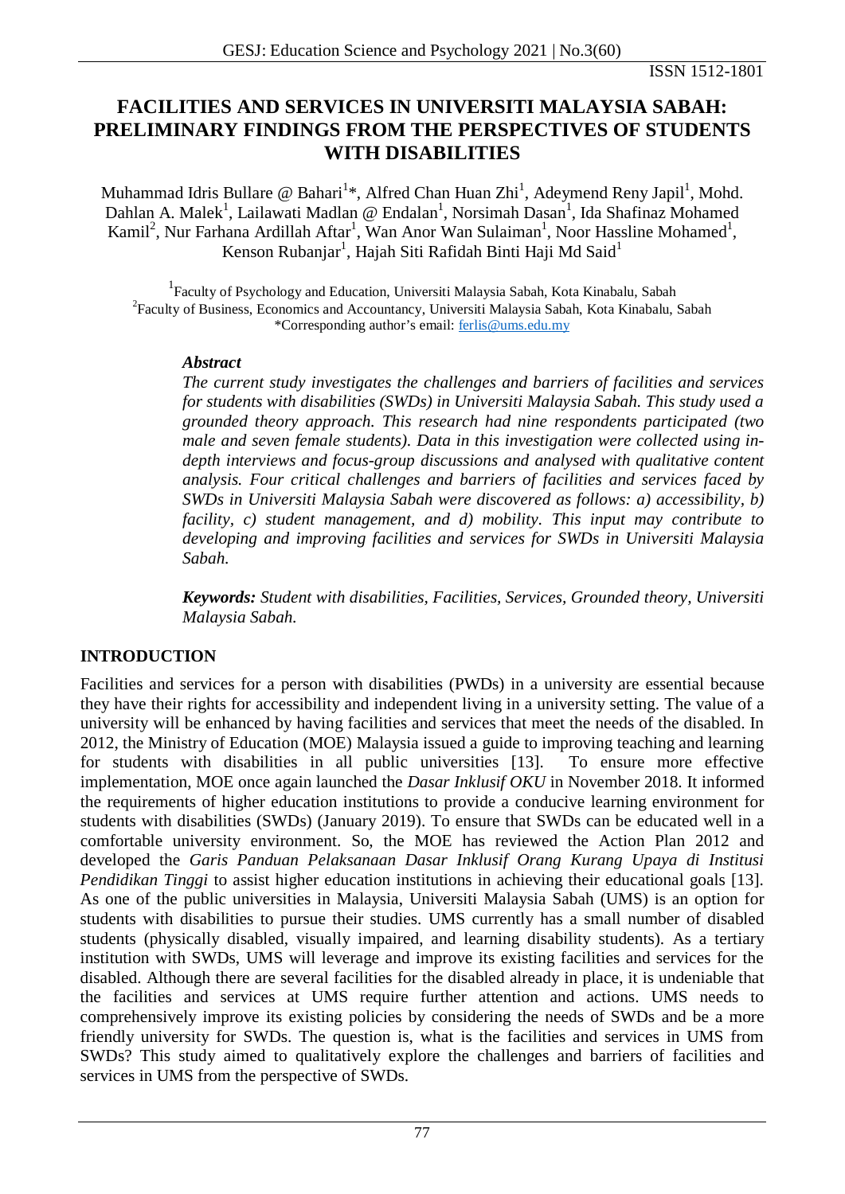# FACILITIES AND SERVICES IN UNIVERSITI MALAYSIA SABAH: PRELIMINARY FINDINGS FROM THE PERSPECTIVES OF STUDENTS WITH DISABILITIES

Muhammad Idris Bullare @ Bahari[1]*, Alfred Chan Huan Zhi[1], Adeymend Reny Japil[1], Mohd. Dahlan A. Malek[1], Lailawati Madlan @ Endalan[1], Norsimah Dasan[1], Ida Shafinaz Mohamed Kamil[2], Nur Farhana Ardillah Aftar[1], Wan Anor Wan Sulaiman[1], Noor Hassline Mohamed[1], Kenson Rubanjar[1], Hajah Siti Rafidah Binti Haji Md Said[1]

[1]Faculty of Psychology and Education, Universiti Malaysia Sabah, Kota Kinabalu, Sabah
[2]Faculty of Business, Economics and Accountancy, Universiti Malaysia Sabah, Kota Kinabalu, Sabah
*Corresponding author's email: ferlis@ums.edu.my

### *Abstract*

*The current study investigates the challenges and barriers of facilities and services for students with disabilities (SWDs) in Universiti Malaysia Sabah. This study used a grounded theory approach. This research had nine respondents participated (two male and seven female students). Data in this investigation were collected using in-depth interviews and focus-group discussions and analysed with qualitative content analysis. Four critical challenges and barriers of facilities and services faced by SWDs in Universiti Malaysia Sabah were discovered as follows: a) accessibility, b) facility, c) student management, and d) mobility. This input may contribute to developing and improving facilities and services for SWDs in Universiti Malaysia Sabah.*

***Keywords:*** *Student with disabilities, Facilities, Services, Grounded theory, Universiti Malaysia Sabah.*

## INTRODUCTION

Facilities and services for a person with disabilities (PWDs) in a university are essential because they have their rights for accessibility and independent living in a university setting. The value of a university will be enhanced by having facilities and services that meet the needs of the disabled. In 2012, the Ministry of Education (MOE) Malaysia issued a guide to improving teaching and learning for students with disabilities in all public universities [13]. To ensure more effective implementation, MOE once again launched the *Dasar Inklusif OKU* in November 2018. It informed the requirements of higher education institutions to provide a conducive learning environment for students with disabilities (SWDs) (January 2019). To ensure that SWDs can be educated well in a comfortable university environment. So, the MOE has reviewed the Action Plan 2012 and developed the *Garis Panduan Pelaksanaan Dasar Inklusif Orang Kurang Upaya di Institusi Pendidikan Tinggi* to assist higher education institutions in achieving their educational goals [13]. As one of the public universities in Malaysia, Universiti Malaysia Sabah (UMS) is an option for students with disabilities to pursue their studies. UMS currently has a small number of disabled students (physically disabled, visually impaired, and learning disability students). As a tertiary institution with SWDs, UMS will leverage and improve its existing facilities and services for the disabled. Although there are several facilities for the disabled already in place, it is undeniable that the facilities and services at UMS require further attention and actions. UMS needs to comprehensively improve its existing policies by considering the needs of SWDs and be a more friendly university for SWDs. The question is, what is the facilities and services in UMS from SWDs? This study aimed to qualitatively explore the challenges and barriers of facilities and services in UMS from the perspective of SWDs.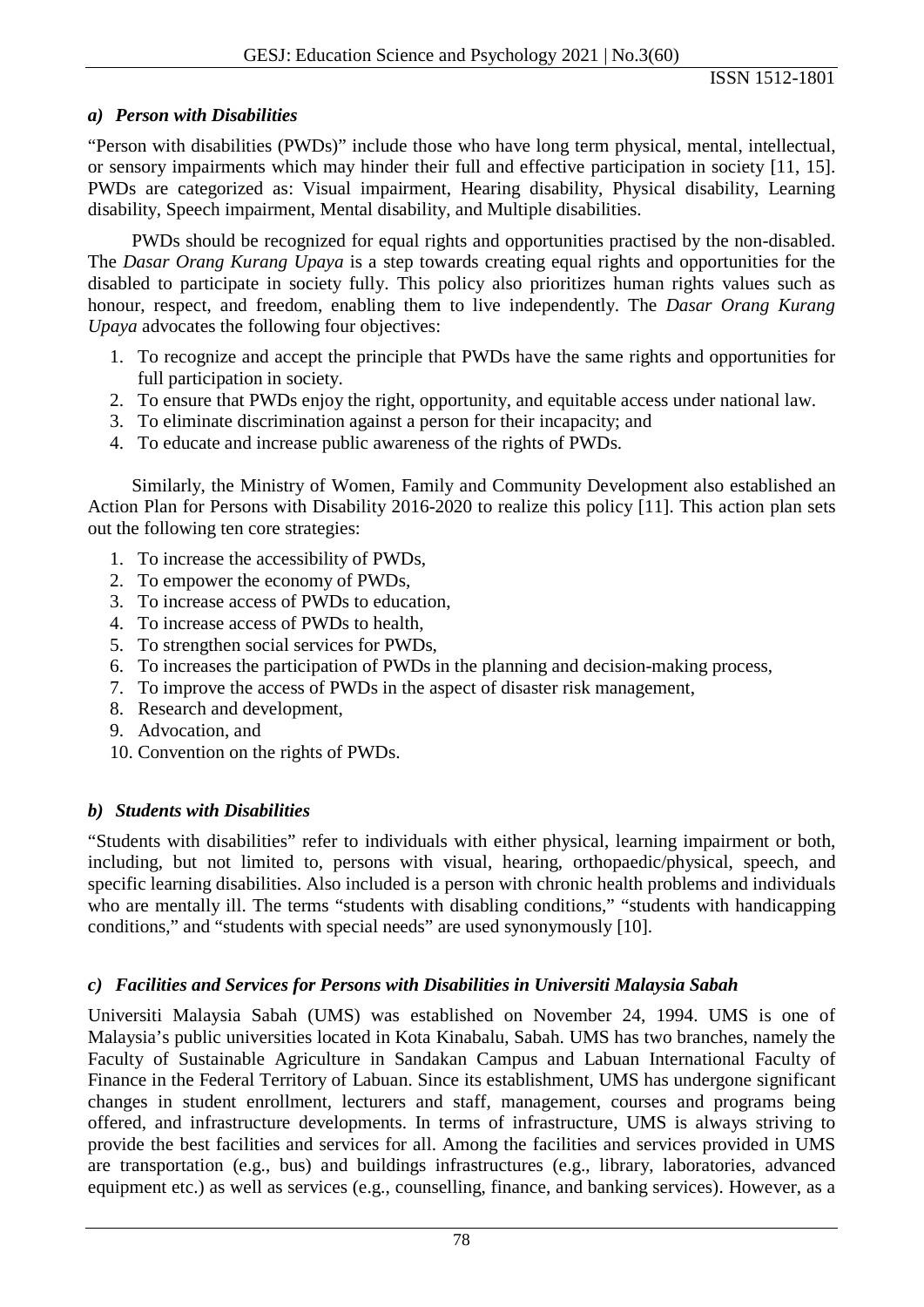### *a) Person with Disabilities*

"Person with disabilities (PWDs)" include those who have long term physical, mental, intellectual, or sensory impairments which may hinder their full and effective participation in society [11, 15]. PWDs are categorized as: Visual impairment, Hearing disability, Physical disability, Learning disability, Speech impairment, Mental disability, and Multiple disabilities.

PWDs should be recognized for equal rights and opportunities practised by the non-disabled. The *Dasar Orang Kurang Upaya* is a step towards creating equal rights and opportunities for the disabled to participate in society fully. This policy also prioritizes human rights values such as honour, respect, and freedom, enabling them to live independently. The *Dasar Orang Kurang Upaya* advocates the following four objectives:

1. To recognize and accept the principle that PWDs have the same rights and opportunities for full participation in society.
2. To ensure that PWDs enjoy the right, opportunity, and equitable access under national law.
3. To eliminate discrimination against a person for their incapacity; and
4. To educate and increase public awareness of the rights of PWDs.

Similarly, the Ministry of Women, Family and Community Development also established an Action Plan for Persons with Disability 2016-2020 to realize this policy [11]. This action plan sets out the following ten core strategies:

1. To increase the accessibility of PWDs,
2. To empower the economy of PWDs,
3. To increase access of PWDs to education,
4. To increase access of PWDs to health,
5. To strengthen social services for PWDs,
6. To increases the participation of PWDs in the planning and decision-making process,
7. To improve the access of PWDs in the aspect of disaster risk management,
8. Research and development,
9. Advocation, and
10. Convention on the rights of PWDs.

### *b) Students with Disabilities*

"Students with disabilities" refer to individuals with either physical, learning impairment or both, including, but not limited to, persons with visual, hearing, orthopaedic/physical, speech, and specific learning disabilities. Also included is a person with chronic health problems and individuals who are mentally ill. The terms "students with disabling conditions," "students with handicapping conditions," and "students with special needs" are used synonymously [10].

### *c) Facilities and Services for Persons with Disabilities in Universiti Malaysia Sabah*

Universiti Malaysia Sabah (UMS) was established on November 24, 1994. UMS is one of Malaysia's public universities located in Kota Kinabalu, Sabah. UMS has two branches, namely the Faculty of Sustainable Agriculture in Sandakan Campus and Labuan International Faculty of Finance in the Federal Territory of Labuan. Since its establishment, UMS has undergone significant changes in student enrollment, lecturers and staff, management, courses and programs being offered, and infrastructure developments. In terms of infrastructure, UMS is always striving to provide the best facilities and services for all. Among the facilities and services provided in UMS are transportation (e.g., bus) and buildings infrastructures (e.g., library, laboratories, advanced equipment etc.) as well as services (e.g., counselling, finance, and banking services). However, as a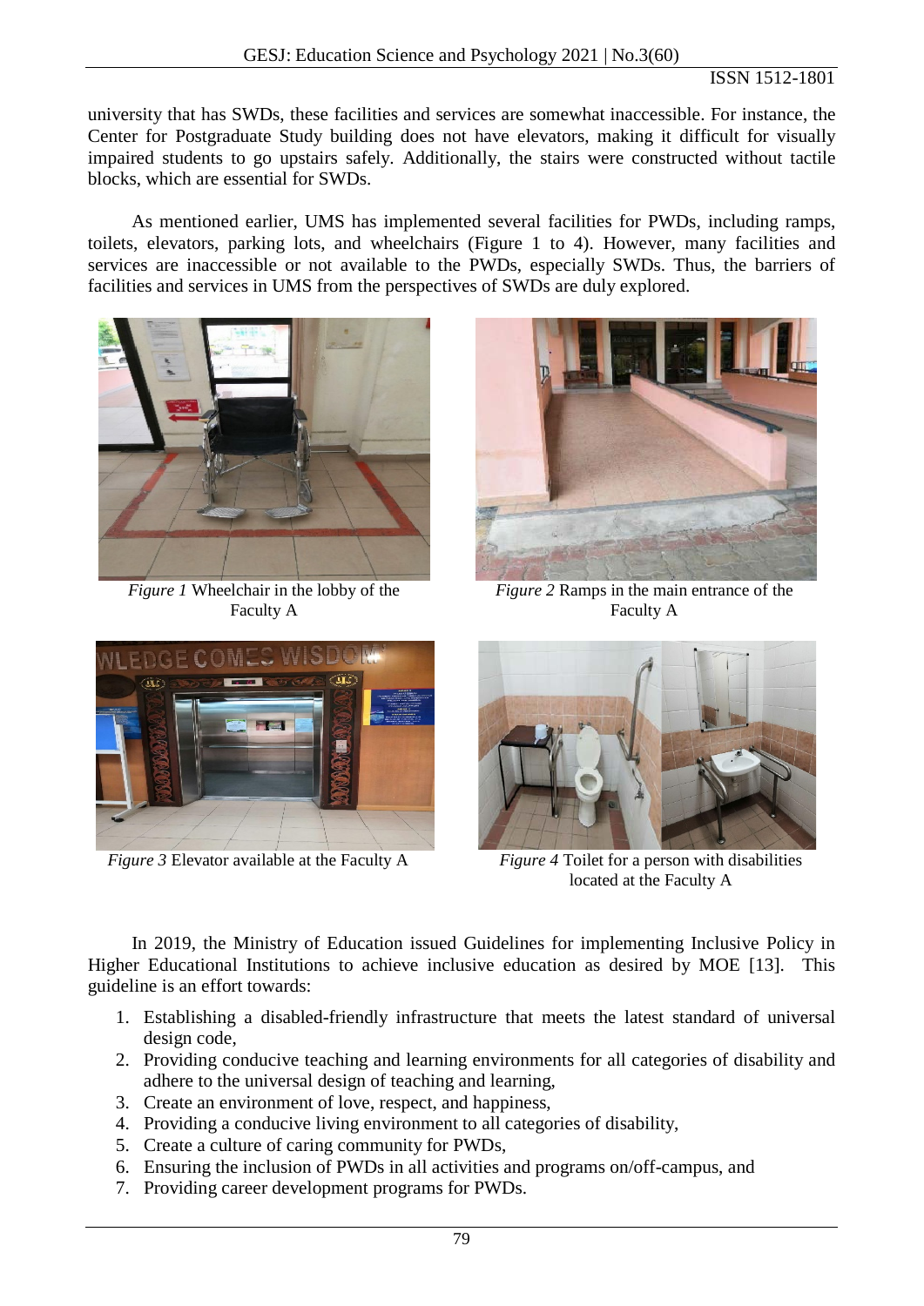university that has SWDs, these facilities and services are somewhat inaccessible. For instance, the Center for Postgraduate Study building does not have elevators, making it difficult for visually impaired students to go upstairs safely. Additionally, the stairs were constructed without tactile blocks, which are essential for SWDs.

As mentioned earlier, UMS has implemented several facilities for PWDs, including ramps, toilets, elevators, parking lots, and wheelchairs (Figure 1 to 4). However, many facilities and services are inaccessible or not available to the PWDs, especially SWDs. Thus, the barriers of facilities and services in UMS from the perspectives of SWDs are duly explored.

*Figure 1* Wheelchair in the lobby of the Faculty A

*Figure 2* Ramps in the main entrance of the Faculty A

*Figure 3* Elevator available at the Faculty A

*Figure 4* Toilet for a person with disabilities located at the Faculty A

In 2019, the Ministry of Education issued Guidelines for implementing Inclusive Policy in Higher Educational Institutions to achieve inclusive education as desired by MOE [13]. This guideline is an effort towards:

1. Establishing a disabled-friendly infrastructure that meets the latest standard of universal design code,
2. Providing conducive teaching and learning environments for all categories of disability and adhere to the universal design of teaching and learning,
3. Create an environment of love, respect, and happiness,
4. Providing a conducive living environment to all categories of disability,
5. Create a culture of caring community for PWDs,
6. Ensuring the inclusion of PWDs in all activities and programs on/off-campus, and
7. Providing career development programs for PWDs.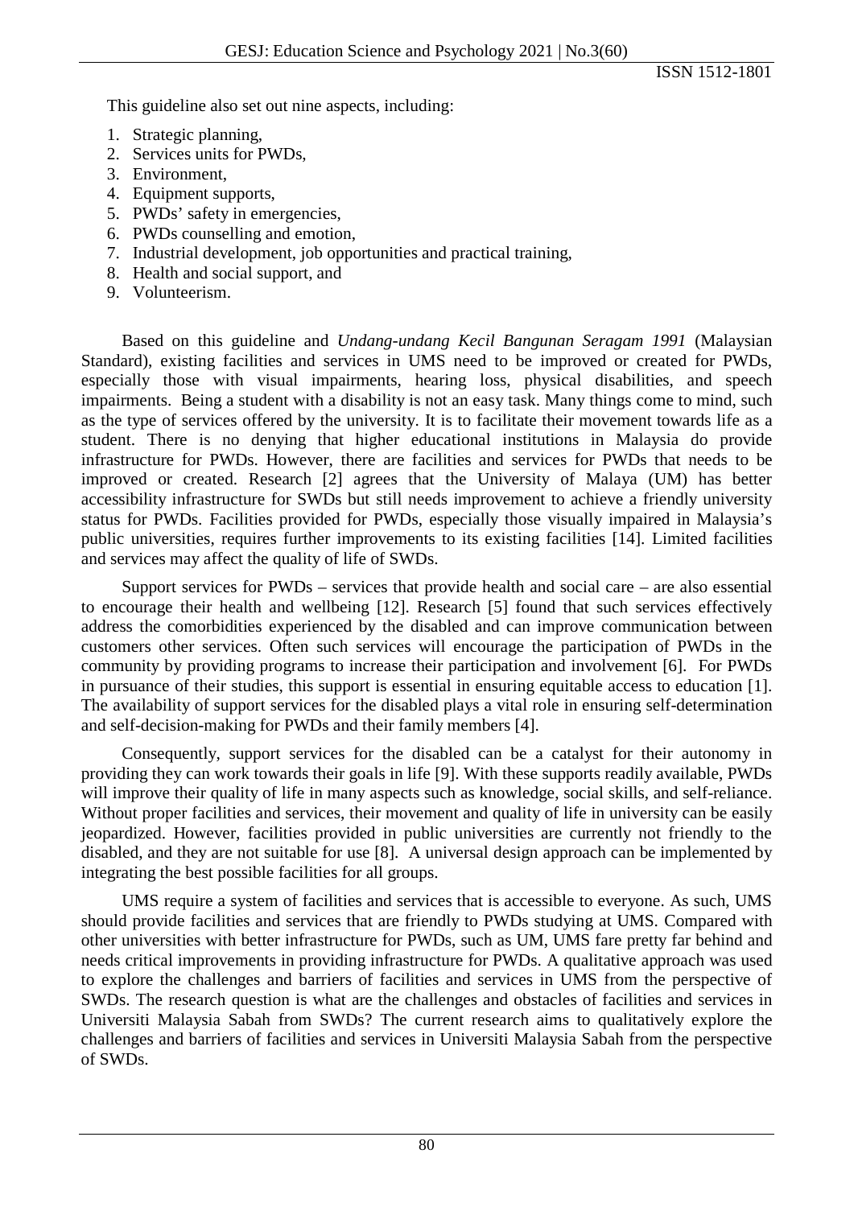This guideline also set out nine aspects, including:

1. Strategic planning,
2. Services units for PWDs,
3. Environment,
4. Equipment supports,
5. PWDs' safety in emergencies,
6. PWDs counselling and emotion,
7. Industrial development, job opportunities and practical training,
8. Health and social support, and
9. Volunteerism.

Based on this guideline and *Undang-undang Kecil Bangunan Seragam 1991* (Malaysian Standard), existing facilities and services in UMS need to be improved or created for PWDs, especially those with visual impairments, hearing loss, physical disabilities, and speech impairments. Being a student with a disability is not an easy task. Many things come to mind, such as the type of services offered by the university. It is to facilitate their movement towards life as a student. There is no denying that higher educational institutions in Malaysia do provide infrastructure for PWDs. However, there are facilities and services for PWDs that needs to be improved or created. Research [2] agrees that the University of Malaya (UM) has better accessibility infrastructure for SWDs but still needs improvement to achieve a friendly university status for PWDs. Facilities provided for PWDs, especially those visually impaired in Malaysia's public universities, requires further improvements to its existing facilities [14]. Limited facilities and services may affect the quality of life of SWDs.

Support services for PWDs – services that provide health and social care – are also essential to encourage their health and wellbeing [12]. Research [5] found that such services effectively address the comorbidities experienced by the disabled and can improve communication between customers other services. Often such services will encourage the participation of PWDs in the community by providing programs to increase their participation and involvement [6]. For PWDs in pursuance of their studies, this support is essential in ensuring equitable access to education [1]. The availability of support services for the disabled plays a vital role in ensuring self-determination and self-decision-making for PWDs and their family members [4].

Consequently, support services for the disabled can be a catalyst for their autonomy in providing they can work towards their goals in life [9]. With these supports readily available, PWDs will improve their quality of life in many aspects such as knowledge, social skills, and self-reliance. Without proper facilities and services, their movement and quality of life in university can be easily jeopardized. However, facilities provided in public universities are currently not friendly to the disabled, and they are not suitable for use [8]. A universal design approach can be implemented by integrating the best possible facilities for all groups.

UMS require a system of facilities and services that is accessible to everyone. As such, UMS should provide facilities and services that are friendly to PWDs studying at UMS. Compared with other universities with better infrastructure for PWDs, such as UM, UMS fare pretty far behind and needs critical improvements in providing infrastructure for PWDs. A qualitative approach was used to explore the challenges and barriers of facilities and services in UMS from the perspective of SWDs. The research question is what are the challenges and obstacles of facilities and services in Universiti Malaysia Sabah from SWDs? The current research aims to qualitatively explore the challenges and barriers of facilities and services in Universiti Malaysia Sabah from the perspective of SWDs.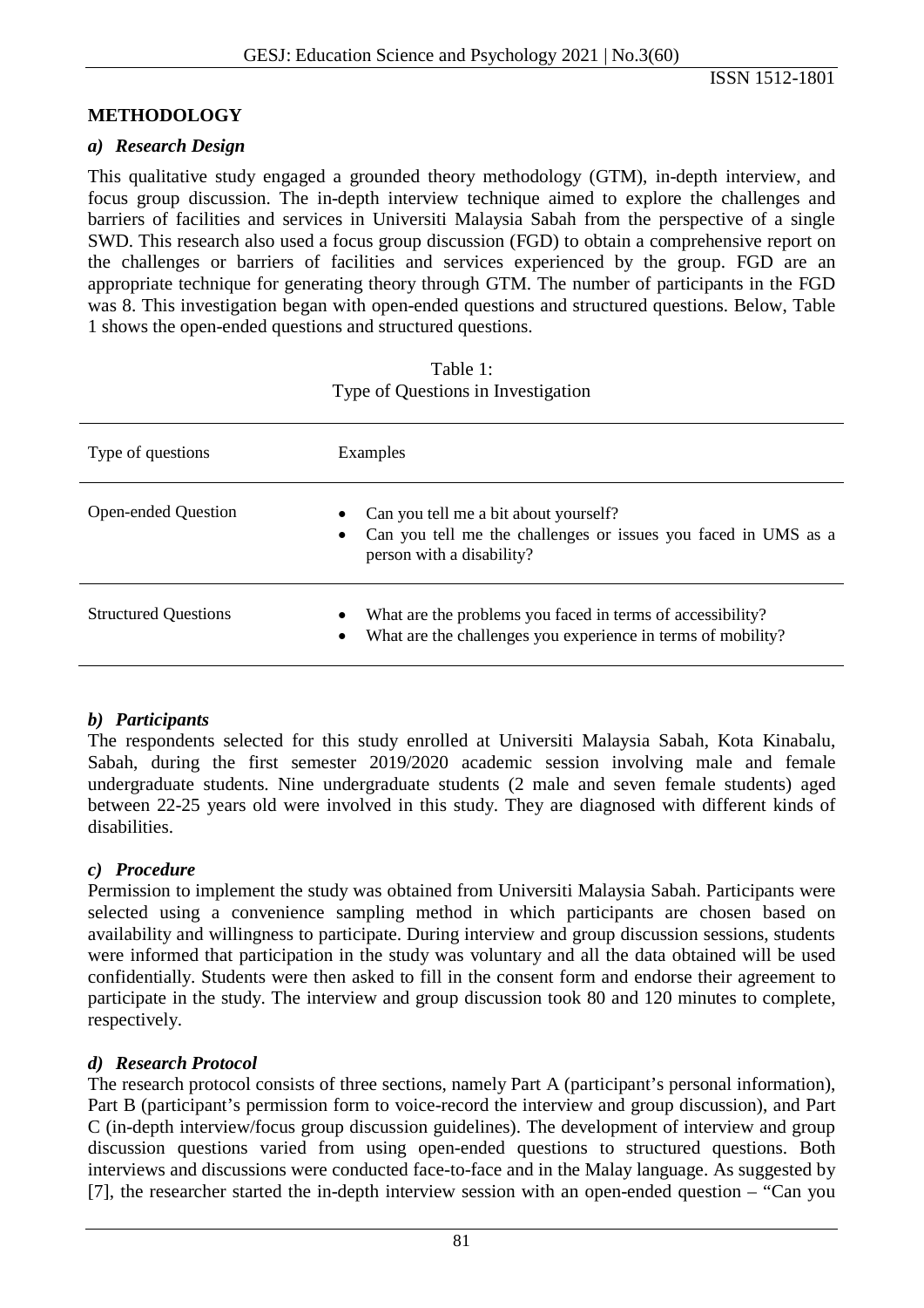## METHODOLOGY

### *a) Research Design*

This qualitative study engaged a grounded theory methodology (GTM), in-depth interview, and focus group discussion. The in-depth interview technique aimed to explore the challenges and barriers of facilities and services in Universiti Malaysia Sabah from the perspective of a single SWD. This research also used a focus group discussion (FGD) to obtain a comprehensive report on the challenges or barriers of facilities and services experienced by the group. FGD are an appropriate technique for generating theory through GTM. The number of participants in the FGD was 8. This investigation began with open-ended questions and structured questions. Below, Table 1 shows the open-ended questions and structured questions.

Table 1:
Type of Questions in Investigation

| Type of questions | Examples |
| --- | --- |
| Open-ended Question | • Can you tell me a bit about yourself?<br>• Can you tell me the challenges or issues you faced in UMS as a person with a disability? |
| Structured Questions | • What are the problems you faced in terms of accessibility?<br>• What are the challenges you experience in terms of mobility? |

### *b) Participants*

The respondents selected for this study enrolled at Universiti Malaysia Sabah, Kota Kinabalu, Sabah, during the first semester 2019/2020 academic session involving male and female undergraduate students. Nine undergraduate students (2 male and seven female students) aged between 22-25 years old were involved in this study. They are diagnosed with different kinds of disabilities.

### *c) Procedure*

Permission to implement the study was obtained from Universiti Malaysia Sabah. Participants were selected using a convenience sampling method in which participants are chosen based on availability and willingness to participate. During interview and group discussion sessions, students were informed that participation in the study was voluntary and all the data obtained will be used confidentially. Students were then asked to fill in the consent form and endorse their agreement to participate in the study. The interview and group discussion took 80 and 120 minutes to complete, respectively.

### *d) Research Protocol*

The research protocol consists of three sections, namely Part A (participant's personal information), Part B (participant's permission form to voice-record the interview and group discussion), and Part C (in-depth interview/focus group discussion guidelines). The development of interview and group discussion questions varied from using open-ended questions to structured questions. Both interviews and discussions were conducted face-to-face and in the Malay language. As suggested by [7], the researcher started the in-depth interview session with an open-ended question – "Can you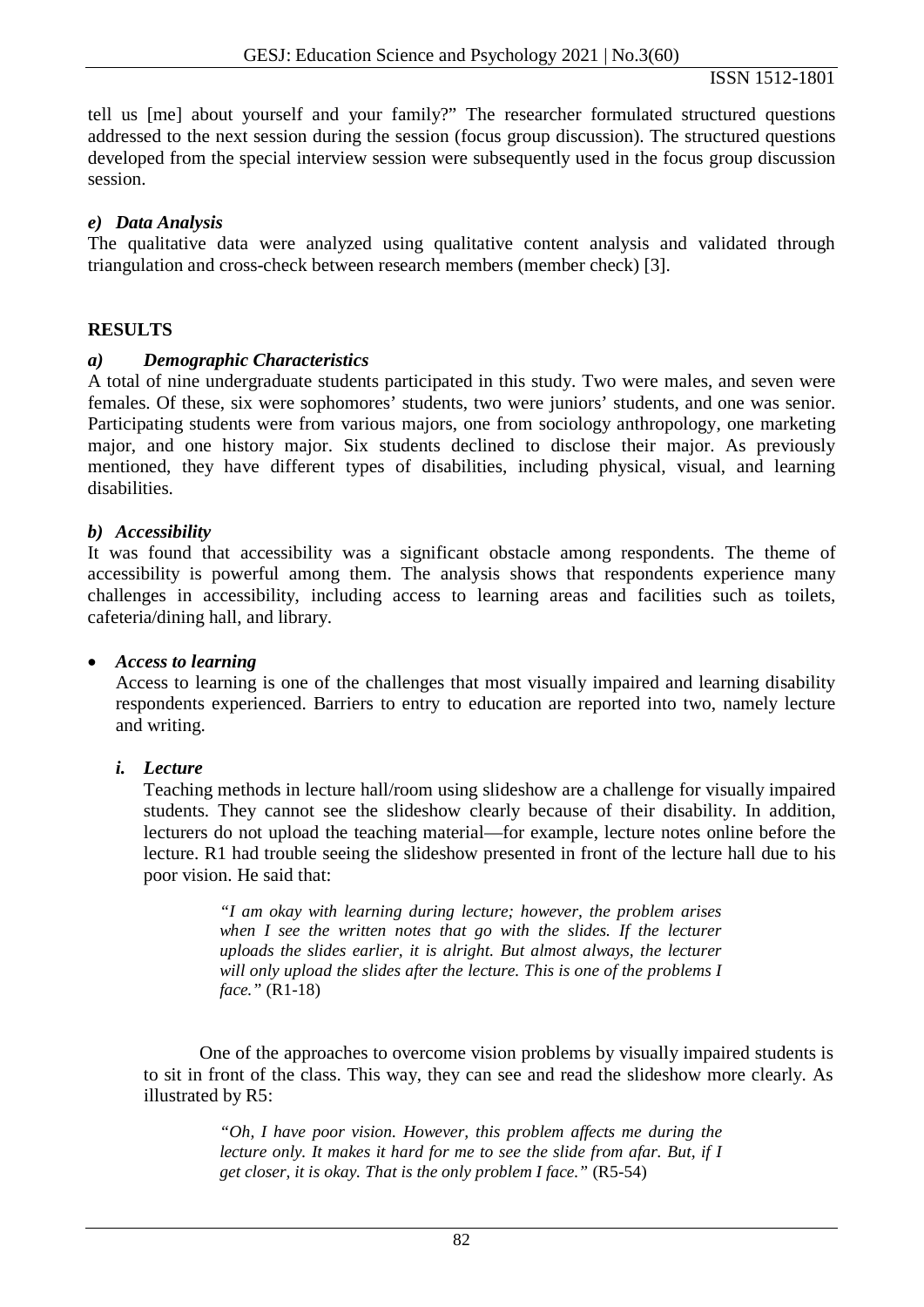tell us [me] about yourself and your family?" The researcher formulated structured questions addressed to the next session during the session (focus group discussion). The structured questions developed from the special interview session were subsequently used in the focus group discussion session.

### *e) Data Analysis*

The qualitative data were analyzed using qualitative content analysis and validated through triangulation and cross-check between research members (member check) [3].

## RESULTS

### *a) Demographic Characteristics*

A total of nine undergraduate students participated in this study. Two were males, and seven were females. Of these, six were sophomores' students, two were juniors' students, and one was senior. Participating students were from various majors, one from sociology anthropology, one marketing major, and one history major. Six students declined to disclose their major. As previously mentioned, they have different types of disabilities, including physical, visual, and learning disabilities.

### *b) Accessibility*

It was found that accessibility was a significant obstacle among respondents. The theme of accessibility is powerful among them. The analysis shows that respondents experience many challenges in accessibility, including access to learning areas and facilities such as toilets, cafeteria/dining hall, and library.

- ***Access to learning***

  Access to learning is one of the challenges that most visually impaired and learning disability respondents experienced. Barriers to entry to education are reported into two, namely lecture and writing.

#### *i. Lecture*

Teaching methods in lecture hall/room using slideshow are a challenge for visually impaired students. They cannot see the slideshow clearly because of their disability. In addition, lecturers do not upload the teaching material—for example, lecture notes online before the lecture. R1 had trouble seeing the slideshow presented in front of the lecture hall due to his poor vision. He said that:

> *"I am okay with learning during lecture; however, the problem arises when I see the written notes that go with the slides. If the lecturer uploads the slides earlier, it is alright. But almost always, the lecturer will only upload the slides after the lecture. This is one of the problems I face."* (R1-18)

One of the approaches to overcome vision problems by visually impaired students is to sit in front of the class. This way, they can see and read the slideshow more clearly. As illustrated by R5:

> *"Oh, I have poor vision. However, this problem affects me during the lecture only. It makes it hard for me to see the slide from afar. But, if I get closer, it is okay. That is the only problem I face."* (R5-54)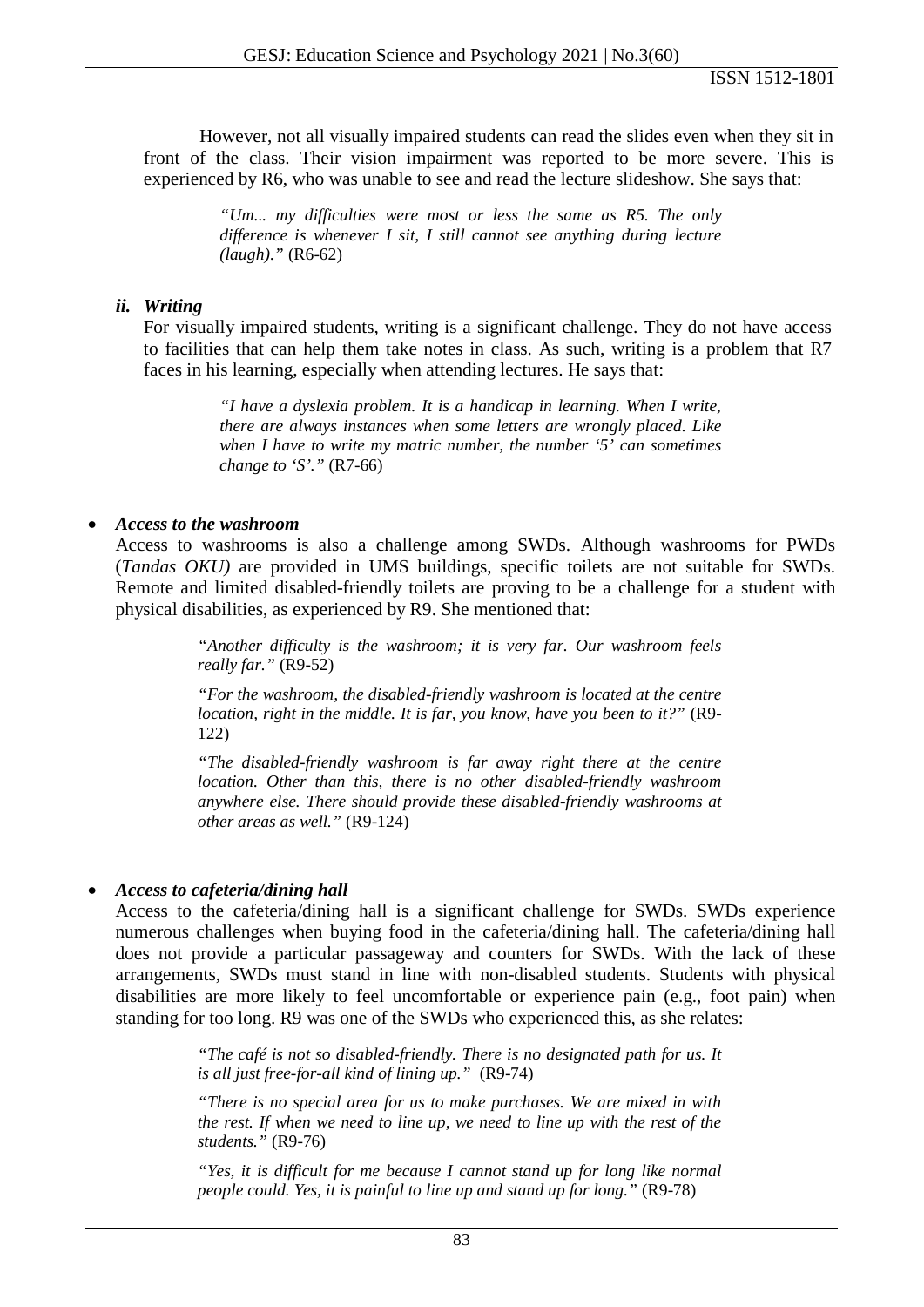However, not all visually impaired students can read the slides even when they sit in front of the class. Their vision impairment was reported to be more severe. This is experienced by R6, who was unable to see and read the lecture slideshow. She says that:

> *"Um... my difficulties were most or less the same as R5. The only difference is whenever I sit, I still cannot see anything during lecture (laugh)."* (R6-62)

***ii. Writing***

For visually impaired students, writing is a significant challenge. They do not have access to facilities that can help them take notes in class. As such, writing is a problem that R7 faces in his learning, especially when attending lectures. He says that:

> *"I have a dyslexia problem. It is a handicap in learning. When I write, there are always instances when some letters are wrongly placed. Like when I have to write my matric number, the number '5' can sometimes change to 'S'."* (R7-66)

- ***Access to the washroom***

Access to washrooms is also a challenge among SWDs. Although washrooms for PWDs (*Tandas OKU)* are provided in UMS buildings, specific toilets are not suitable for SWDs. Remote and limited disabled-friendly toilets are proving to be a challenge for a student with physical disabilities, as experienced by R9. She mentioned that:

> *"Another difficulty is the washroom; it is very far. Our washroom feels really far."* (R9-52)
>
> *"For the washroom, the disabled-friendly washroom is located at the centre location, right in the middle. It is far, you know, have you been to it?"* (R9-122)
>
> *"The disabled-friendly washroom is far away right there at the centre location. Other than this, there is no other disabled-friendly washroom anywhere else. There should provide these disabled-friendly washrooms at other areas as well."* (R9-124)

- ***Access to cafeteria/dining hall***

Access to the cafeteria/dining hall is a significant challenge for SWDs. SWDs experience numerous challenges when buying food in the cafeteria/dining hall. The cafeteria/dining hall does not provide a particular passageway and counters for SWDs. With the lack of these arrangements, SWDs must stand in line with non-disabled students. Students with physical disabilities are more likely to feel uncomfortable or experience pain (e.g., foot pain) when standing for too long. R9 was one of the SWDs who experienced this, as she relates:

> *"The café is not so disabled-friendly. There is no designated path for us. It is all just free-for-all kind of lining up."* (R9-74)
>
> *"There is no special area for us to make purchases. We are mixed in with the rest. If when we need to line up, we need to line up with the rest of the students."* (R9-76)
>
> *"Yes, it is difficult for me because I cannot stand up for long like normal people could. Yes, it is painful to line up and stand up for long."* (R9-78)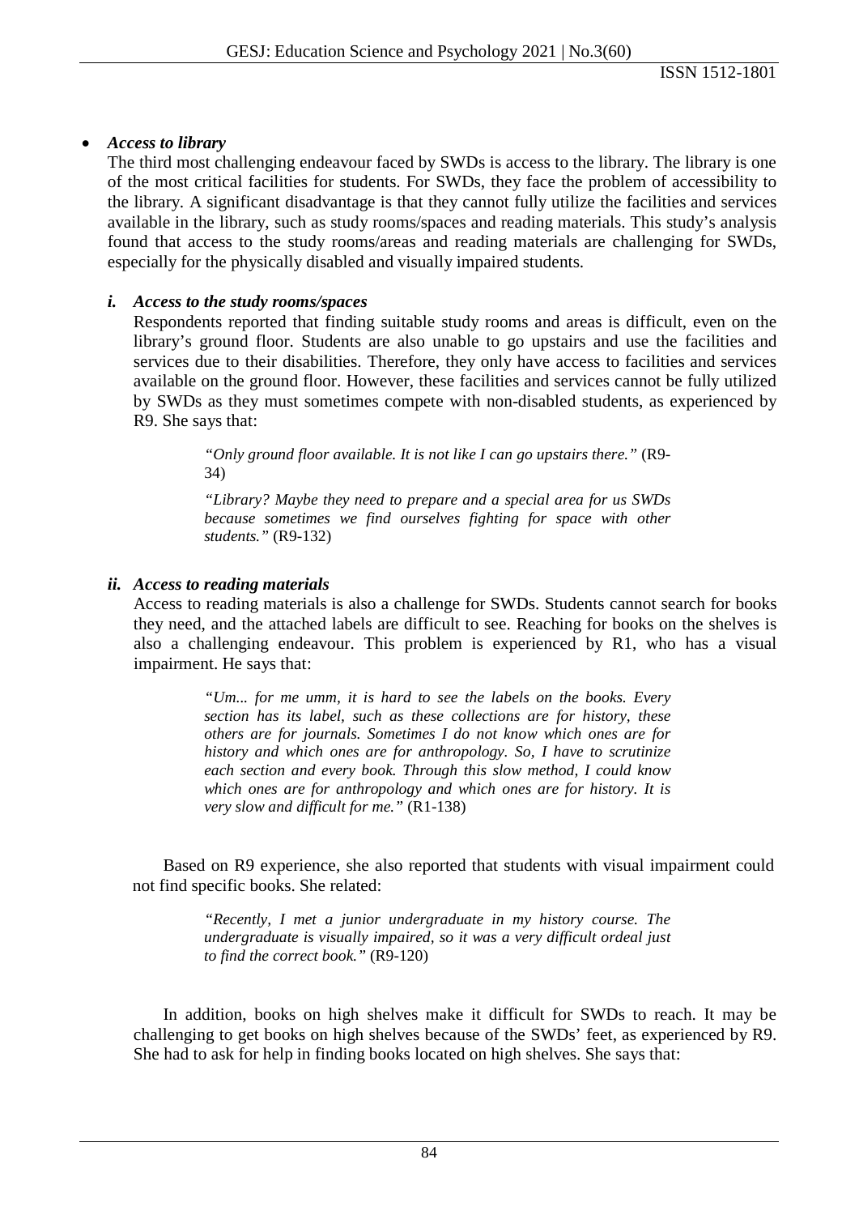- ***Access to library***

The third most challenging endeavour faced by SWDs is access to the library. The library is one of the most critical facilities for students. For SWDs, they face the problem of accessibility to the library. A significant disadvantage is that they cannot fully utilize the facilities and services available in the library, such as study rooms/spaces and reading materials. This study's analysis found that access to the study rooms/areas and reading materials are challenging for SWDs, especially for the physically disabled and visually impaired students.

***i. Access to the study rooms/spaces***

Respondents reported that finding suitable study rooms and areas is difficult, even on the library's ground floor. Students are also unable to go upstairs and use the facilities and services due to their disabilities. Therefore, they only have access to facilities and services available on the ground floor. However, these facilities and services cannot be fully utilized by SWDs as they must sometimes compete with non-disabled students, as experienced by R9. She says that:

> *"Only ground floor available. It is not like I can go upstairs there."* (R9-34)
>
> *"Library? Maybe they need to prepare and a special area for us SWDs because sometimes we find ourselves fighting for space with other students."* (R9-132)

***ii. Access to reading materials***

Access to reading materials is also a challenge for SWDs. Students cannot search for books they need, and the attached labels are difficult to see. Reaching for books on the shelves is also a challenging endeavour. This problem is experienced by R1, who has a visual impairment. He says that:

> *"Um... for me umm, it is hard to see the labels on the books. Every section has its label, such as these collections are for history, these others are for journals. Sometimes I do not know which ones are for history and which ones are for anthropology. So, I have to scrutinize each section and every book. Through this slow method, I could know which ones are for anthropology and which ones are for history. It is very slow and difficult for me."* (R1-138)

Based on R9 experience, she also reported that students with visual impairment could not find specific books. She related:

> *"Recently, I met a junior undergraduate in my history course. The undergraduate is visually impaired, so it was a very difficult ordeal just to find the correct book."* (R9-120)

In addition, books on high shelves make it difficult for SWDs to reach. It may be challenging to get books on high shelves because of the SWDs' feet, as experienced by R9. She had to ask for help in finding books located on high shelves. She says that: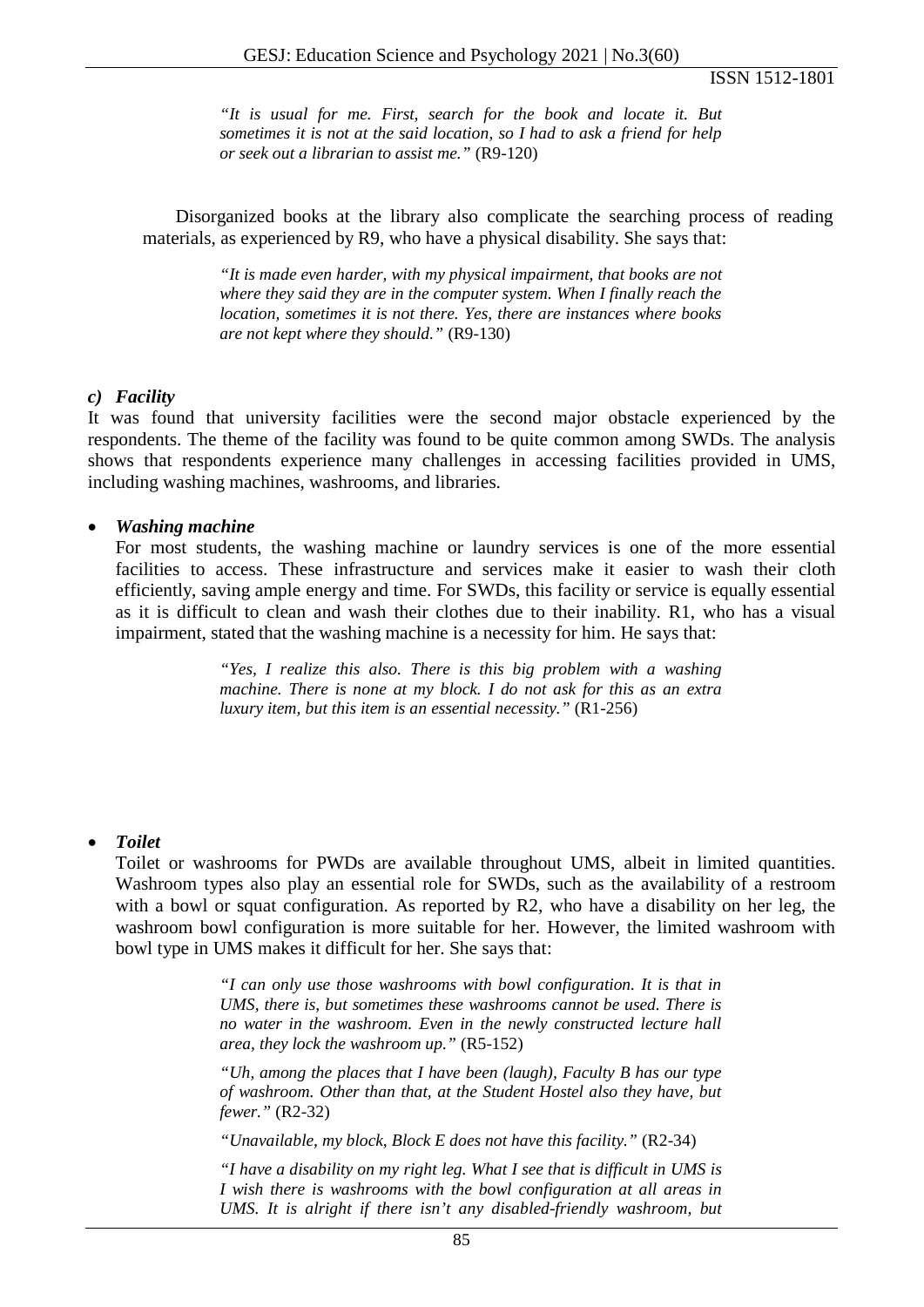> *"It is usual for me. First, search for the book and locate it. But sometimes it is not at the said location, so I had to ask a friend for help or seek out a librarian to assist me."* (R9-120)

Disorganized books at the library also complicate the searching process of reading materials, as experienced by R9, who have a physical disability. She says that:

> *"It is made even harder, with my physical impairment, that books are not where they said they are in the computer system. When I finally reach the location, sometimes it is not there. Yes, there are instances where books are not kept where they should."* (R9-130)

### *c) Facility*

It was found that university facilities were the second major obstacle experienced by the respondents. The theme of the facility was found to be quite common among SWDs. The analysis shows that respondents experience many challenges in accessing facilities provided in UMS, including washing machines, washrooms, and libraries.

- ***Washing machine***

  For most students, the washing machine or laundry services is one of the more essential facilities to access. These infrastructure and services make it easier to wash their cloth efficiently, saving ample energy and time. For SWDs, this facility or service is equally essential as it is difficult to clean and wash their clothes due to their inability. R1, who has a visual impairment, stated that the washing machine is a necessity for him. He says that:

  > *"Yes, I realize this also. There is this big problem with a washing machine. There is none at my block. I do not ask for this as an extra luxury item, but this item is an essential necessity."* (R1-256)

- ***Toilet***

  Toilet or washrooms for PWDs are available throughout UMS, albeit in limited quantities. Washroom types also play an essential role for SWDs, such as the availability of a restroom with a bowl or squat configuration. As reported by R2, who have a disability on her leg, the washroom bowl configuration is more suitable for her. However, the limited washroom with bowl type in UMS makes it difficult for her. She says that:

  > *"I can only use those washrooms with bowl configuration. It is that in UMS, there is, but sometimes these washrooms cannot be used. There is no water in the washroom. Even in the newly constructed lecture hall area, they lock the washroom up."* (R5-152)
  >
  > *"Uh, among the places that I have been (laugh), Faculty B has our type of washroom. Other than that, at the Student Hostel also they have, but fewer."* (R2-32)
  >
  > *"Unavailable, my block, Block E does not have this facility."* (R2-34)
  >
  > *"I have a disability on my right leg. What I see that is difficult in UMS is I wish there is washrooms with the bowl configuration at all areas in UMS. It is alright if there isn't any disabled-friendly washroom, but*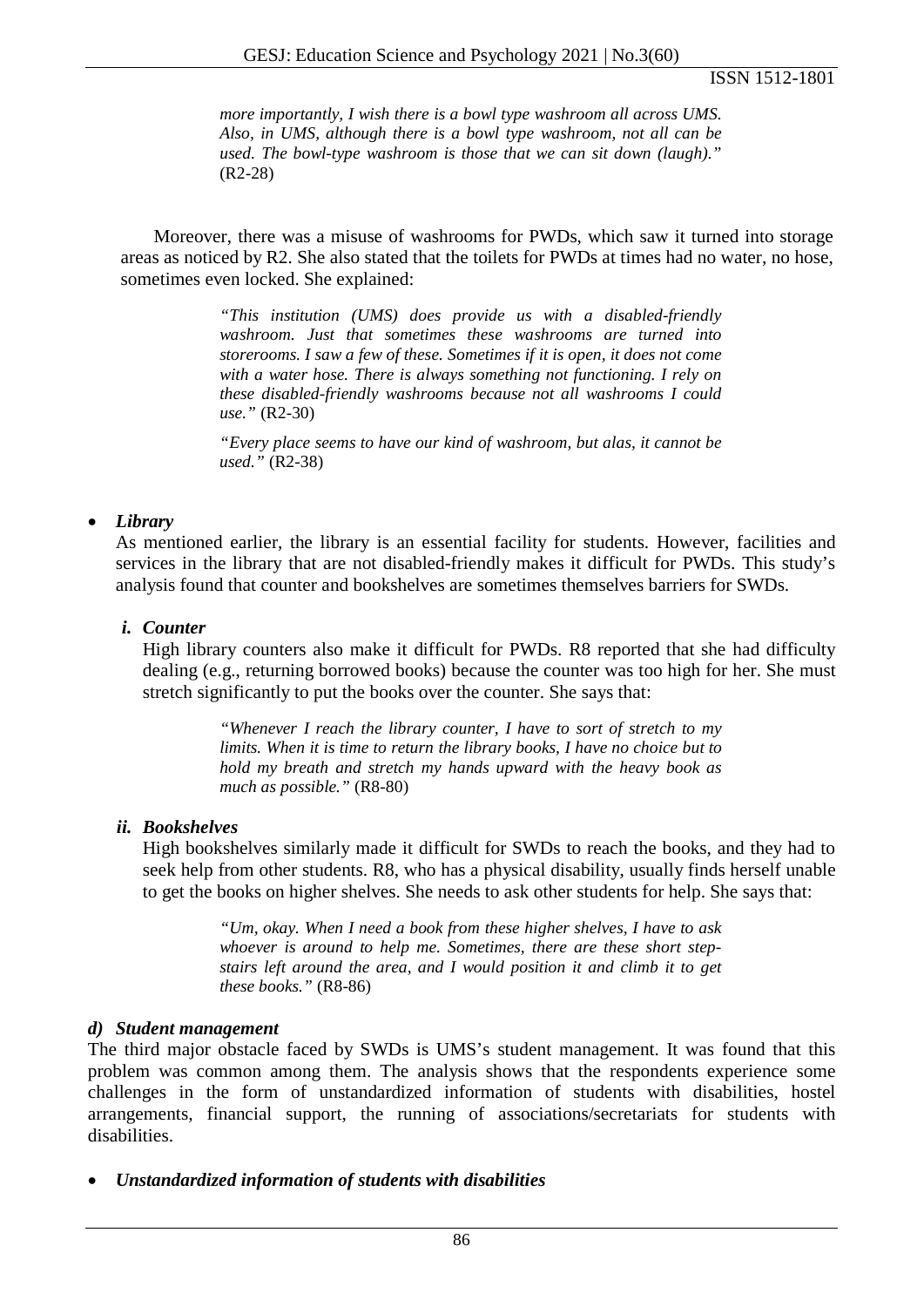> *more importantly, I wish there is a bowl type washroom all across UMS. Also, in UMS, although there is a bowl type washroom, not all can be used. The bowl-type washroom is those that we can sit down (laugh)."* (R2-28)

Moreover, there was a misuse of washrooms for PWDs, which saw it turned into storage areas as noticed by R2. She also stated that the toilets for PWDs at times had no water, no hose, sometimes even locked. She explained:

> *"This institution (UMS) does provide us with a disabled-friendly washroom. Just that sometimes these washrooms are turned into storerooms. I saw a few of these. Sometimes if it is open, it does not come with a water hose. There is always something not functioning. I rely on these disabled-friendly washrooms because not all washrooms I could use."* (R2-30)

> *"Every place seems to have our kind of washroom, but alas, it cannot be used."* (R2-38)

- ***Library***

As mentioned earlier, the library is an essential facility for students. However, facilities and services in the library that are not disabled-friendly makes it difficult for PWDs. This study's analysis found that counter and bookshelves are sometimes themselves barriers for SWDs.

***i. Counter***

High library counters also make it difficult for PWDs. R8 reported that she had difficulty dealing (e.g., returning borrowed books) because the counter was too high for her. She must stretch significantly to put the books over the counter. She says that:

> *"Whenever I reach the library counter, I have to sort of stretch to my limits. When it is time to return the library books, I have no choice but to hold my breath and stretch my hands upward with the heavy book as much as possible."* (R8-80)

***ii. Bookshelves***

High bookshelves similarly made it difficult for SWDs to reach the books, and they had to seek help from other students. R8, who has a physical disability, usually finds herself unable to get the books on higher shelves. She needs to ask other students for help. She says that:

> *"Um, okay. When I need a book from these higher shelves, I have to ask whoever is around to help me. Sometimes, there are these short step-stairs left around the area, and I would position it and climb it to get these books."* (R8-86)

***d) Student management***

The third major obstacle faced by SWDs is UMS's student management. It was found that this problem was common among them. The analysis shows that the respondents experience some challenges in the form of unstandardized information of students with disabilities, hostel arrangements, financial support, the running of associations/secretariats for students with disabilities.

- ***Unstandardized information of students with disabilities***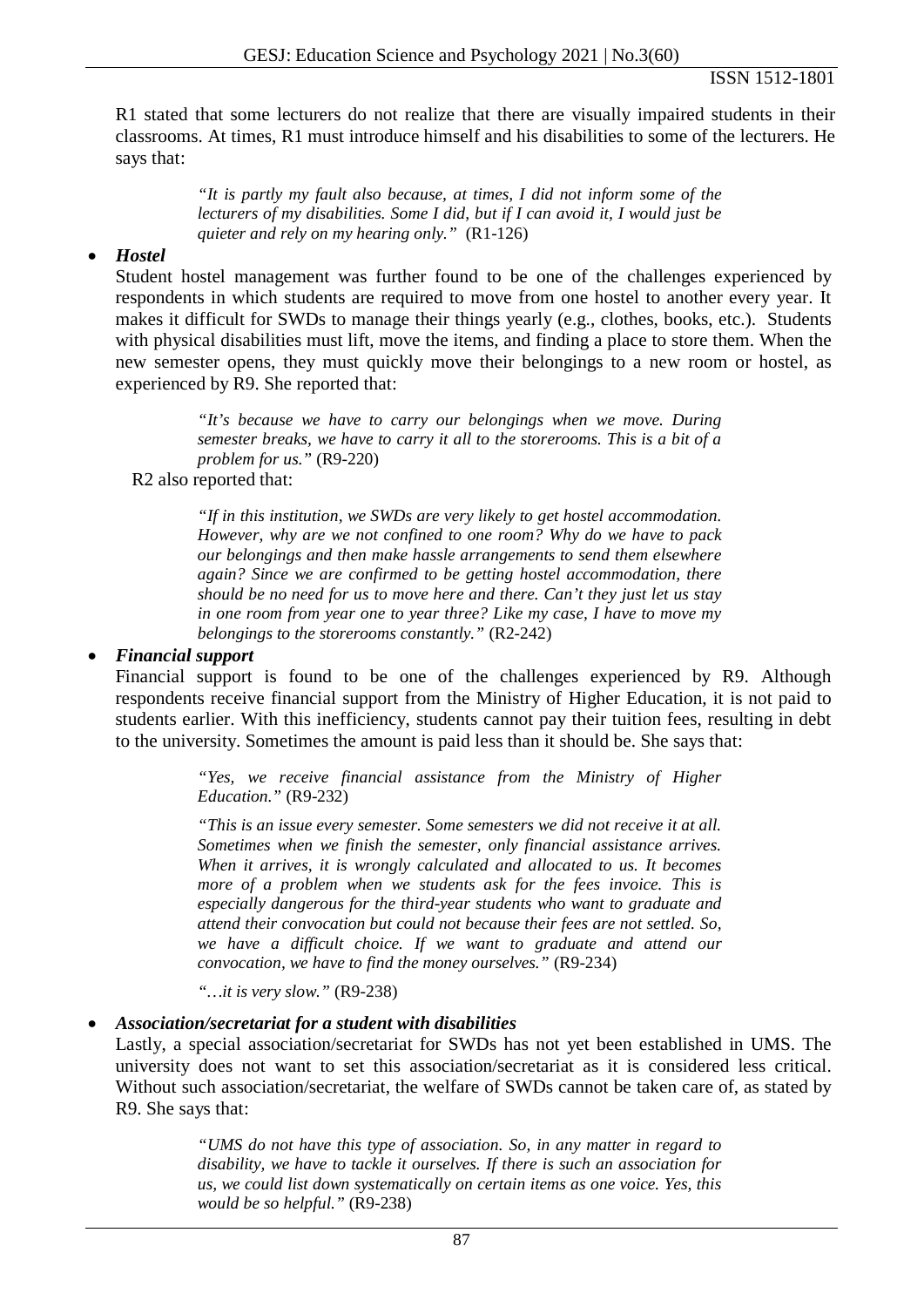R1 stated that some lecturers do not realize that there are visually impaired students in their classrooms. At times, R1 must introduce himself and his disabilities to some of the lecturers. He says that:

> *"It is partly my fault also because, at times, I did not inform some of the lecturers of my disabilities. Some I did, but if I can avoid it, I would just be quieter and rely on my hearing only."* (R1-126)

- ***Hostel***

Student hostel management was further found to be one of the challenges experienced by respondents in which students are required to move from one hostel to another every year. It makes it difficult for SWDs to manage their things yearly (e.g., clothes, books, etc.). Students with physical disabilities must lift, move the items, and finding a place to store them. When the new semester opens, they must quickly move their belongings to a new room or hostel, as experienced by R9. She reported that:

> *"It's because we have to carry our belongings when we move. During semester breaks, we have to carry it all to the storerooms. This is a bit of a problem for us."* (R9-220)

R2 also reported that:

> *"If in this institution, we SWDs are very likely to get hostel accommodation. However, why are we not confined to one room? Why do we have to pack our belongings and then make hassle arrangements to send them elsewhere again? Since we are confirmed to be getting hostel accommodation, there should be no need for us to move here and there. Can't they just let us stay in one room from year one to year three? Like my case, I have to move my belongings to the storerooms constantly."* (R2-242)

- ***Financial support***

Financial support is found to be one of the challenges experienced by R9. Although respondents receive financial support from the Ministry of Higher Education, it is not paid to students earlier. With this inefficiency, students cannot pay their tuition fees, resulting in debt to the university. Sometimes the amount is paid less than it should be. She says that:

> *"Yes, we receive financial assistance from the Ministry of Higher Education."* (R9-232)
>
> *"This is an issue every semester. Some semesters we did not receive it at all. Sometimes when we finish the semester, only financial assistance arrives. When it arrives, it is wrongly calculated and allocated to us. It becomes more of a problem when we students ask for the fees invoice. This is especially dangerous for the third-year students who want to graduate and attend their convocation but could not because their fees are not settled. So, we have a difficult choice. If we want to graduate and attend our convocation, we have to find the money ourselves."* (R9-234)
>
> *"…it is very slow."* (R9-238)

- ***Association/secretariat for a student with disabilities***

Lastly, a special association/secretariat for SWDs has not yet been established in UMS. The university does not want to set this association/secretariat as it is considered less critical. Without such association/secretariat, the welfare of SWDs cannot be taken care of, as stated by R9. She says that:

> *"UMS do not have this type of association. So, in any matter in regard to disability, we have to tackle it ourselves. If there is such an association for us, we could list down systematically on certain items as one voice. Yes, this would be so helpful."* (R9-238)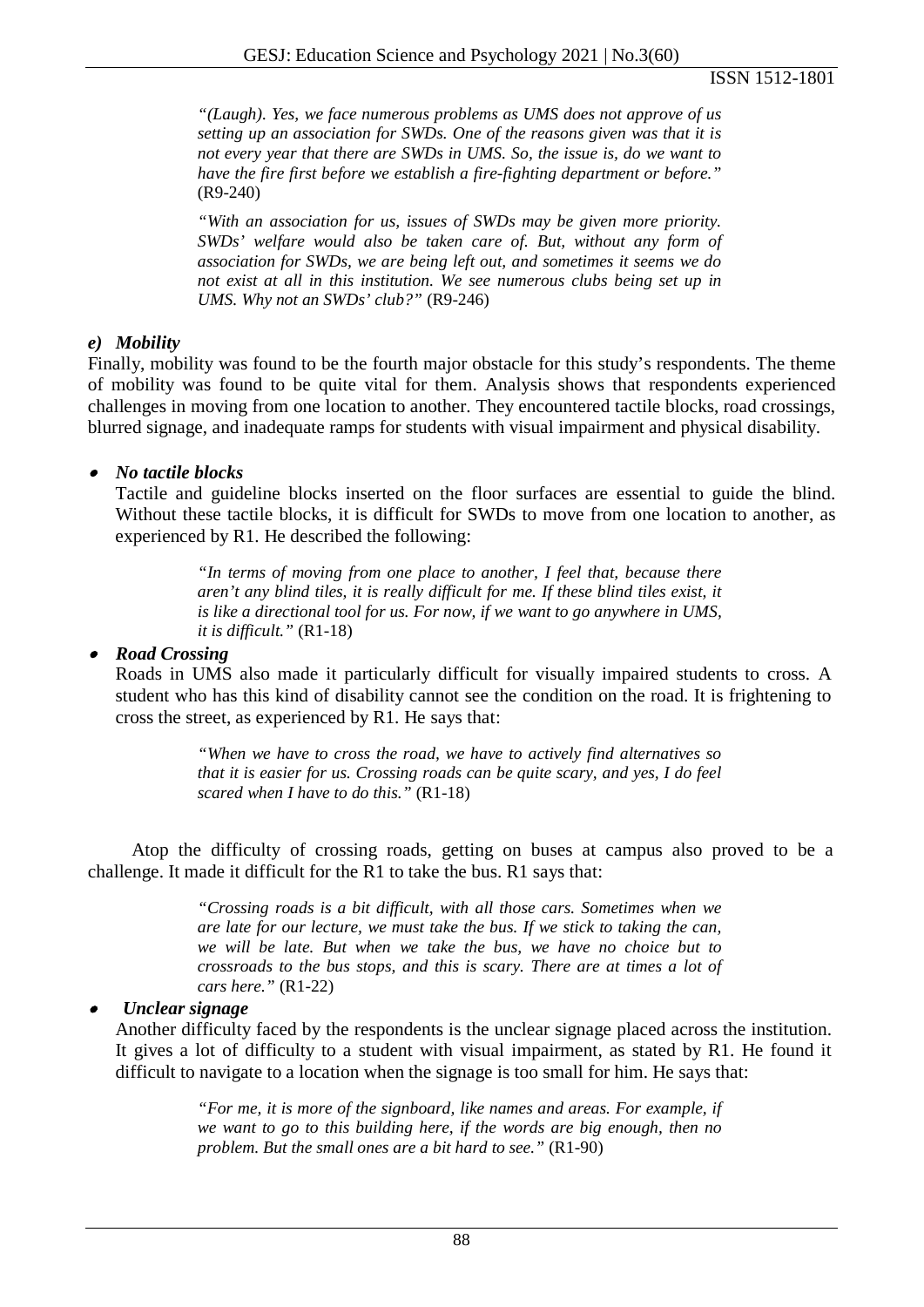> *"(Laugh). Yes, we face numerous problems as UMS does not approve of us setting up an association for SWDs. One of the reasons given was that it is not every year that there are SWDs in UMS. So, the issue is, do we want to have the fire first before we establish a fire-fighting department or before."* (R9-240)

> *"With an association for us, issues of SWDs may be given more priority. SWDs' welfare would also be taken care of. But, without any form of association for SWDs, we are being left out, and sometimes it seems we do not exist at all in this institution. We see numerous clubs being set up in UMS. Why not an SWDs' club?"* (R9-246)

### *e) Mobility*

Finally, mobility was found to be the fourth major obstacle for this study's respondents. The theme of mobility was found to be quite vital for them. Analysis shows that respondents experienced challenges in moving from one location to another. They encountered tactile blocks, road crossings, blurred signage, and inadequate ramps for students with visual impairment and physical disability.

- ***No tactile blocks***

  Tactile and guideline blocks inserted on the floor surfaces are essential to guide the blind. Without these tactile blocks, it is difficult for SWDs to move from one location to another, as experienced by R1. He described the following:

  > *"In terms of moving from one place to another, I feel that, because there aren't any blind tiles, it is really difficult for me. If these blind tiles exist, it is like a directional tool for us. For now, if we want to go anywhere in UMS, it is difficult."* (R1-18)

- ***Road Crossing***

  Roads in UMS also made it particularly difficult for visually impaired students to cross. A student who has this kind of disability cannot see the condition on the road. It is frightening to cross the street, as experienced by R1. He says that:

  > *"When we have to cross the road, we have to actively find alternatives so that it is easier for us. Crossing roads can be quite scary, and yes, I do feel scared when I have to do this."* (R1-18)

Atop the difficulty of crossing roads, getting on buses at campus also proved to be a challenge. It made it difficult for the R1 to take the bus. R1 says that:

> *"Crossing roads is a bit difficult, with all those cars. Sometimes when we are late for our lecture, we must take the bus. If we stick to taking the can, we will be late. But when we take the bus, we have no choice but to crossroads to the bus stops, and this is scary. There are at times a lot of cars here."* (R1-22)

- ***Unclear signage***

  Another difficulty faced by the respondents is the unclear signage placed across the institution. It gives a lot of difficulty to a student with visual impairment, as stated by R1. He found it difficult to navigate to a location when the signage is too small for him. He says that:

  > *"For me, it is more of the signboard, like names and areas. For example, if we want to go to this building here, if the words are big enough, then no problem. But the small ones are a bit hard to see."* (R1-90)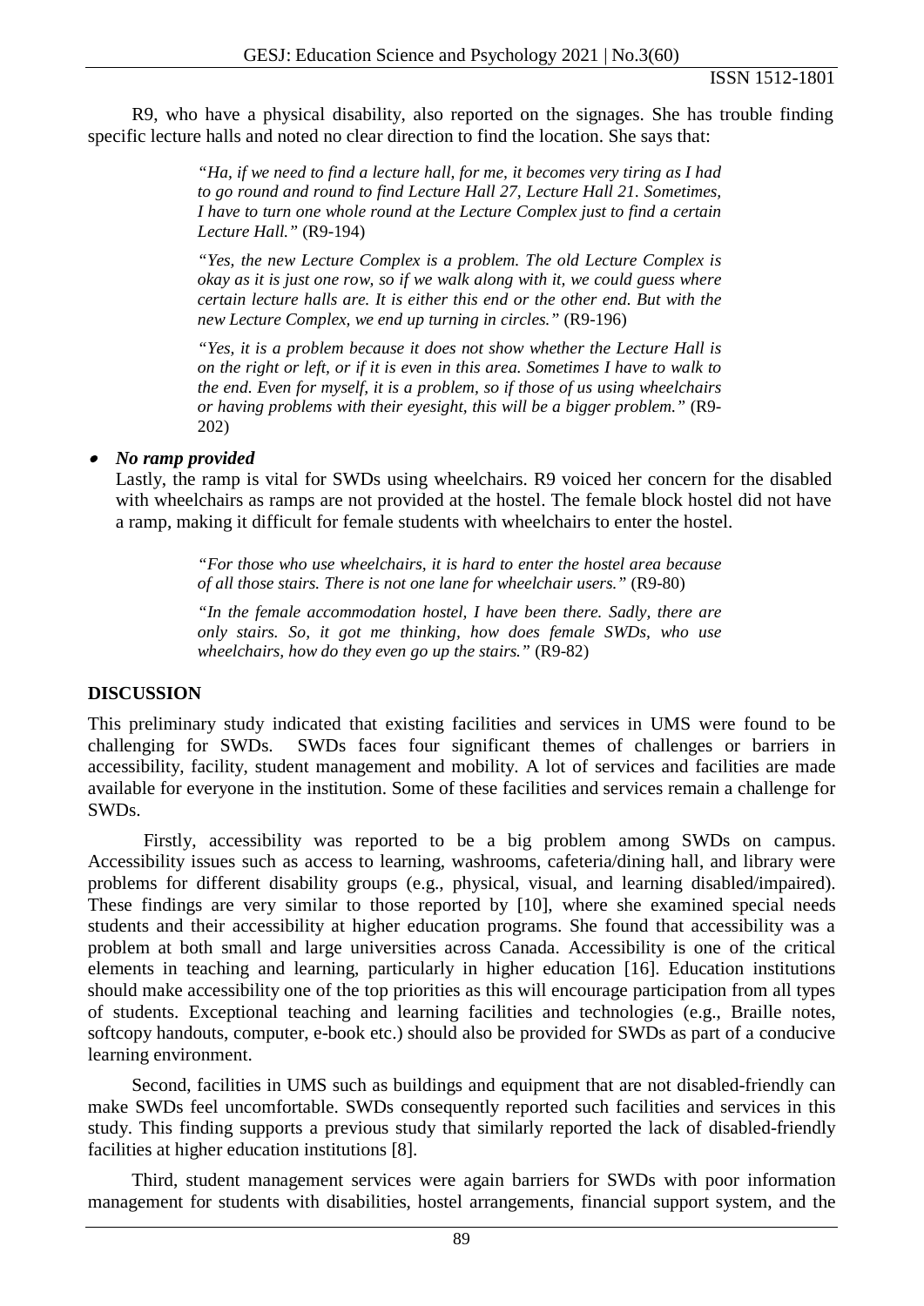R9, who have a physical disability, also reported on the signages. She has trouble finding specific lecture halls and noted no clear direction to find the location. She says that:

> *"Ha, if we need to find a lecture hall, for me, it becomes very tiring as I had to go round and round to find Lecture Hall 27, Lecture Hall 21. Sometimes, I have to turn one whole round at the Lecture Complex just to find a certain Lecture Hall."* (R9-194)
>
> *"Yes, the new Lecture Complex is a problem. The old Lecture Complex is okay as it is just one row, so if we walk along with it, we could guess where certain lecture halls are. It is either this end or the other end. But with the new Lecture Complex, we end up turning in circles."* (R9-196)
>
> *"Yes, it is a problem because it does not show whether the Lecture Hall is on the right or left, or if it is even in this area. Sometimes I have to walk to the end. Even for myself, it is a problem, so if those of us using wheelchairs or having problems with their eyesight, this will be a bigger problem."* (R9-202)

- ***No ramp provided***

  Lastly, the ramp is vital for SWDs using wheelchairs. R9 voiced her concern for the disabled with wheelchairs as ramps are not provided at the hostel. The female block hostel did not have a ramp, making it difficult for female students with wheelchairs to enter the hostel.

> *"For those who use wheelchairs, it is hard to enter the hostel area because of all those stairs. There is not one lane for wheelchair users."* (R9-80)
>
> *"In the female accommodation hostel, I have been there. Sadly, there are only stairs. So, it got me thinking, how does female SWDs, who use wheelchairs, how do they even go up the stairs."* (R9-82)

## DISCUSSION

This preliminary study indicated that existing facilities and services in UMS were found to be challenging for SWDs. SWDs faces four significant themes of challenges or barriers in accessibility, facility, student management and mobility. A lot of services and facilities are made available for everyone in the institution. Some of these facilities and services remain a challenge for SWDs.

Firstly, accessibility was reported to be a big problem among SWDs on campus. Accessibility issues such as access to learning, washrooms, cafeteria/dining hall, and library were problems for different disability groups (e.g., physical, visual, and learning disabled/impaired). These findings are very similar to those reported by [10], where she examined special needs students and their accessibility at higher education programs. She found that accessibility was a problem at both small and large universities across Canada. Accessibility is one of the critical elements in teaching and learning, particularly in higher education [16]. Education institutions should make accessibility one of the top priorities as this will encourage participation from all types of students. Exceptional teaching and learning facilities and technologies (e.g., Braille notes, softcopy handouts, computer, e-book etc.) should also be provided for SWDs as part of a conducive learning environment.

Second, facilities in UMS such as buildings and equipment that are not disabled-friendly can make SWDs feel uncomfortable. SWDs consequently reported such facilities and services in this study. This finding supports a previous study that similarly reported the lack of disabled-friendly facilities at higher education institutions [8].

Third, student management services were again barriers for SWDs with poor information management for students with disabilities, hostel arrangements, financial support system, and the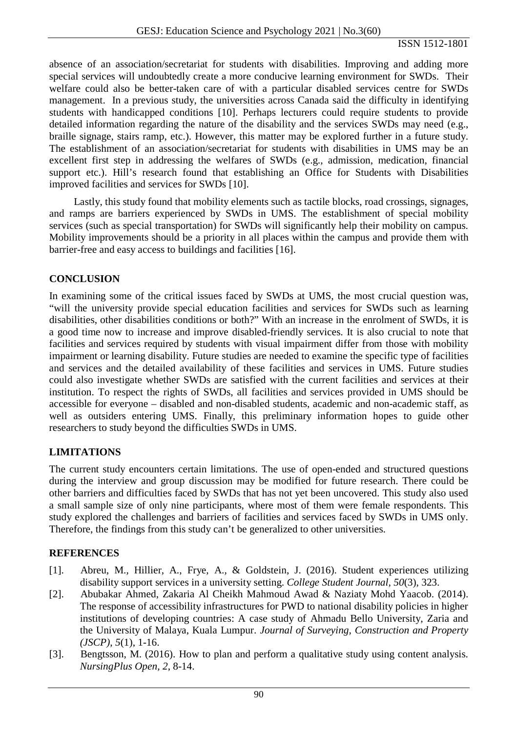absence of an association/secretariat for students with disabilities. Improving and adding more special services will undoubtedly create a more conducive learning environment for SWDs. Their welfare could also be better-taken care of with a particular disabled services centre for SWDs management. In a previous study, the universities across Canada said the difficulty in identifying students with handicapped conditions [10]. Perhaps lecturers could require students to provide detailed information regarding the nature of the disability and the services SWDs may need (e.g., braille signage, stairs ramp, etc.). However, this matter may be explored further in a future study. The establishment of an association/secretariat for students with disabilities in UMS may be an excellent first step in addressing the welfares of SWDs (e.g., admission, medication, financial support etc.). Hill's research found that establishing an Office for Students with Disabilities improved facilities and services for SWDs [10].

Lastly, this study found that mobility elements such as tactile blocks, road crossings, signages, and ramps are barriers experienced by SWDs in UMS. The establishment of special mobility services (such as special transportation) for SWDs will significantly help their mobility on campus. Mobility improvements should be a priority in all places within the campus and provide them with barrier-free and easy access to buildings and facilities [16].

## CONCLUSION

In examining some of the critical issues faced by SWDs at UMS, the most crucial question was, "will the university provide special education facilities and services for SWDs such as learning disabilities, other disabilities conditions or both?" With an increase in the enrolment of SWDs, it is a good time now to increase and improve disabled-friendly services. It is also crucial to note that facilities and services required by students with visual impairment differ from those with mobility impairment or learning disability. Future studies are needed to examine the specific type of facilities and services and the detailed availability of these facilities and services in UMS. Future studies could also investigate whether SWDs are satisfied with the current facilities and services at their institution. To respect the rights of SWDs, all facilities and services provided in UMS should be accessible for everyone – disabled and non-disabled students, academic and non-academic staff, as well as outsiders entering UMS. Finally, this preliminary information hopes to guide other researchers to study beyond the difficulties SWDs in UMS.

## LIMITATIONS

The current study encounters certain limitations. The use of open-ended and structured questions during the interview and group discussion may be modified for future research. There could be other barriers and difficulties faced by SWDs that has not yet been uncovered. This study also used a small sample size of only nine participants, where most of them were female respondents. This study explored the challenges and barriers of facilities and services faced by SWDs in UMS only. Therefore, the findings from this study can't be generalized to other universities.

## REFERENCES

[1]. Abreu, M., Hillier, A., Frye, A., & Goldstein, J. (2016). Student experiences utilizing disability support services in a university setting. *College Student Journal*, *50*(3), 323.

[2]. Abubakar Ahmed, Zakaria Al Cheikh Mahmoud Awad & Naziaty Mohd Yaacob. (2014). The response of accessibility infrastructures for PWD to national disability policies in higher institutions of developing countries: A case study of Ahmadu Bello University, Zaria and the University of Malaya, Kuala Lumpur. *Journal of Surveying, Construction and Property (JSCP)*, *5*(1), 1-16.

[3]. Bengtsson, M. (2016). How to plan and perform a qualitative study using content analysis. *NursingPlus Open*, *2*, 8-14.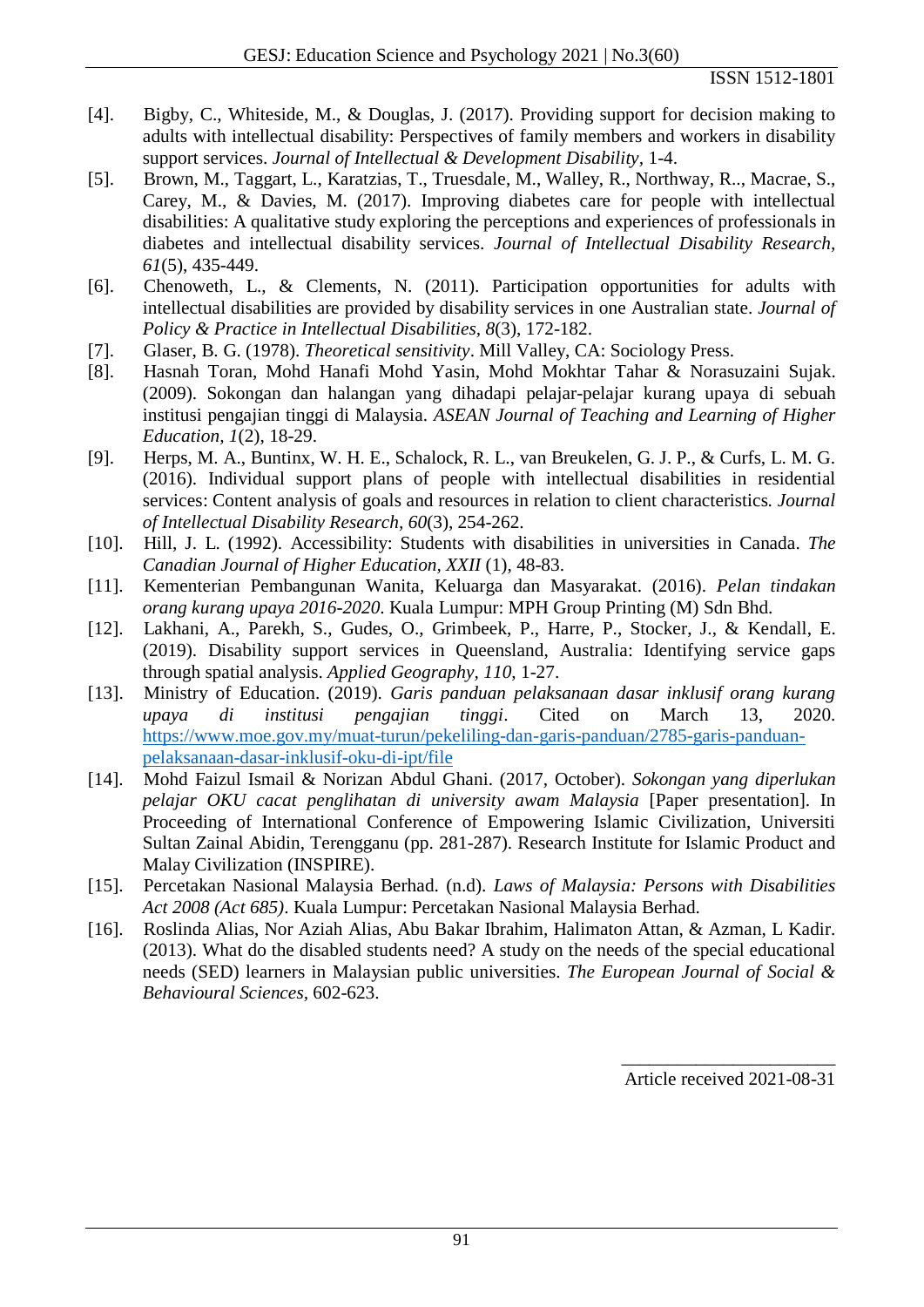[4]. Bigby, C., Whiteside, M., & Douglas, J. (2017). Providing support for decision making to adults with intellectual disability: Perspectives of family members and workers in disability support services. *Journal of Intellectual & Development Disability*, 1-4.

[5]. Brown, M., Taggart, L., Karatzias, T., Truesdale, M., Walley, R., Northway, R.., Macrae, S., Carey, M., & Davies, M. (2017). Improving diabetes care for people with intellectual disabilities: A qualitative study exploring the perceptions and experiences of professionals in diabetes and intellectual disability services. *Journal of Intellectual Disability Research, 61*(5), 435-449.

[6]. Chenoweth, L., & Clements, N. (2011). Participation opportunities for adults with intellectual disabilities are provided by disability services in one Australian state. *Journal of Policy & Practice in Intellectual Disabilities, 8*(3), 172-182.

[7]. Glaser, B. G. (1978). *Theoretical sensitivity*. Mill Valley, CA: Sociology Press.

[8]. Hasnah Toran, Mohd Hanafi Mohd Yasin, Mohd Mokhtar Tahar & Norasuzaini Sujak. (2009). Sokongan dan halangan yang dihadapi pelajar-pelajar kurang upaya di sebuah institusi pengajian tinggi di Malaysia. *ASEAN Journal of Teaching and Learning of Higher Education, 1*(2), 18-29.

[9]. Herps, M. A., Buntinx, W. H. E., Schalock, R. L., van Breukelen, G. J. P., & Curfs, L. M. G. (2016). Individual support plans of people with intellectual disabilities in residential services: Content analysis of goals and resources in relation to client characteristics. *Journal of Intellectual Disability Research, 60*(3), 254-262.

[10]. Hill, J. L. (1992). Accessibility: Students with disabilities in universities in Canada. *The Canadian Journal of Higher Education, XXII* (1), 48-83.

[11]. Kementerian Pembangunan Wanita, Keluarga dan Masyarakat. (2016). *Pelan tindakan orang kurang upaya 2016-2020*. Kuala Lumpur: MPH Group Printing (M) Sdn Bhd.

[12]. Lakhani, A., Parekh, S., Gudes, O., Grimbeek, P., Harre, P., Stocker, J., & Kendall, E. (2019). Disability support services in Queensland, Australia: Identifying service gaps through spatial analysis. *Applied Geography, 110*, 1-27.

[13]. Ministry of Education. (2019). *Garis panduan pelaksanaan dasar inklusif orang kurang upaya di institusi pengajian tinggi*. Cited on March 13, 2020. https://www.moe.gov.my/muat-turun/pekeliling-dan-garis-panduan/2785-garis-panduan-pelaksanaan-dasar-inklusif-oku-di-ipt/file

[14]. Mohd Faizul Ismail & Norizan Abdul Ghani. (2017, October). *Sokongan yang diperlukan pelajar OKU cacat penglihatan di university awam Malaysia* [Paper presentation]. In Proceeding of International Conference of Empowering Islamic Civilization, Universiti Sultan Zainal Abidin, Terengganu (pp. 281-287). Research Institute for Islamic Product and Malay Civilization (INSPIRE).

[15]. Percetakan Nasional Malaysia Berhad. (n.d). *Laws of Malaysia: Persons with Disabilities Act 2008 (Act 685)*. Kuala Lumpur: Percetakan Nasional Malaysia Berhad.

[16]. Roslinda Alias, Nor Aziah Alias, Abu Bakar Ibrahim, Halimaton Attan, & Azman, L Kadir. (2013). What do the disabled students need? A study on the needs of the special educational needs (SED) learners in Malaysian public universities. *The European Journal of Social & Behavioural Sciences*, 602-623.

---

Article received 2021-08-31